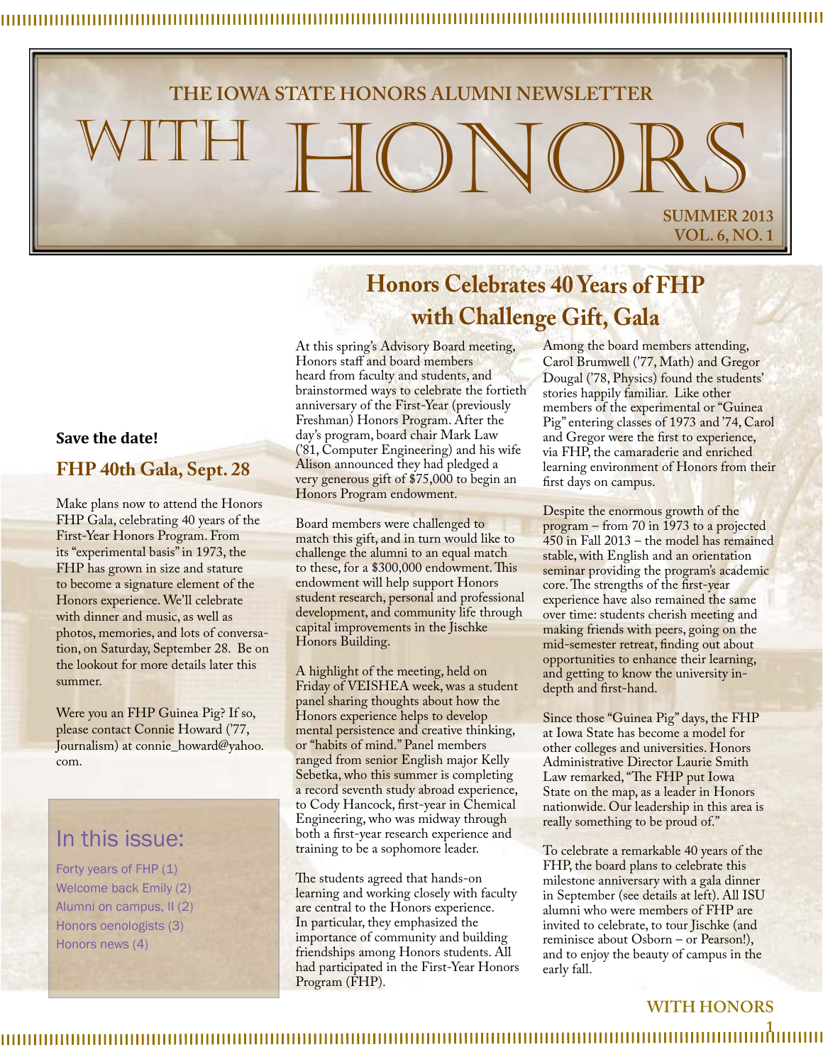THE IOWA STATE HONORS ALUMNI NEWSLETTER

# WITH HONORS

SUMMER 2013
VOL. 6, NO. 1

## Honors Celebrates 40 Years of FHP with Challenge Gift, Gala

At this spring's Advisory Board meeting, Honors staff and board members heard from faculty and students, and brainstormed ways to celebrate the fortieth anniversary of the First-Year (previously Freshman) Honors Program. After the day's program, board chair Mark Law ('81, Computer Engineering) and his wife Alison announced they had pledged a very generous gift of $75,000 to begin an Honors Program endowment.

Board members were challenged to match this gift, and in turn would like to challenge the alumni to an equal match to these, for a $300,000 endowment. This endowment will help support Honors student research, personal and professional development, and community life through capital improvements in the Jischke Honors Building.

A highlight of the meeting, held on Friday of VEISHEA week, was a student panel sharing thoughts about how the Honors experience helps to develop mental persistence and creative thinking, or "habits of mind." Panel members ranged from senior English major Kelly Sebetka, who this summer is completing a record seventh study abroad experience, to Cody Hancock, first-year in Chemical Engineering, who was midway through both a first-year research experience and training to be a sophomore leader.

The students agreed that hands-on learning and working closely with faculty are central to the Honors experience. In particular, they emphasized the importance of community and building friendships among Honors students. All had participated in the First-Year Honors Program (FHP).

Among the board members attending, Carol Brumwell ('77, Math) and Gregor Dougal ('78, Physics) found the students' stories happily familiar. Like other members of the experimental or "Guinea Pig" entering classes of 1973 and '74, Carol and Gregor were the first to experience, via FHP, the camaraderie and enriched learning environment of Honors from their first days on campus.

Despite the enormous growth of the program – from 70 in 1973 to a projected 450 in Fall 2013 – the model has remained stable, with English and an orientation seminar providing the program's academic core. The strengths of the first-year experience have also remained the same over time: students cherish meeting and making friends with peers, going on the mid-semester retreat, finding out about opportunities to enhance their learning, and getting to know the university in-depth and first-hand.

Since those "Guinea Pig" days, the FHP at Iowa State has become a model for other colleges and universities. Honors Administrative Director Laurie Smith Law remarked, "The FHP put Iowa State on the map, as a leader in Honors nationwide. Our leadership in this area is really something to be proud of."

To celebrate a remarkable 40 years of the FHP, the board plans to celebrate this milestone anniversary with a gala dinner in September (see details at left). All ISU alumni who were members of FHP are invited to celebrate, to tour Jischke (and reminisce about Osborn – or Pearson!), and to enjoy the beauty of campus in the early fall.

**Save the date!**

### FHP 40th Gala, Sept. 28

Make plans now to attend the Honors FHP Gala, celebrating 40 years of the First-Year Honors Program. From its "experimental basis" in 1973, the FHP has grown in size and stature to become a signature element of the Honors experience. We'll celebrate with dinner and music, as well as photos, memories, and lots of conversation, on Saturday, September 28. Be on the lookout for more details later this summer.

Were you an FHP Guinea Pig? If so, please contact Connie Howard ('77, Journalism) at connie_howard@yahoo.com.

### In this issue:

- Forty years of FHP (1)
- Welcome back Emily (2)
- Alumni on campus, II (2)
- Honors oenologists (3)
- Honors news (4)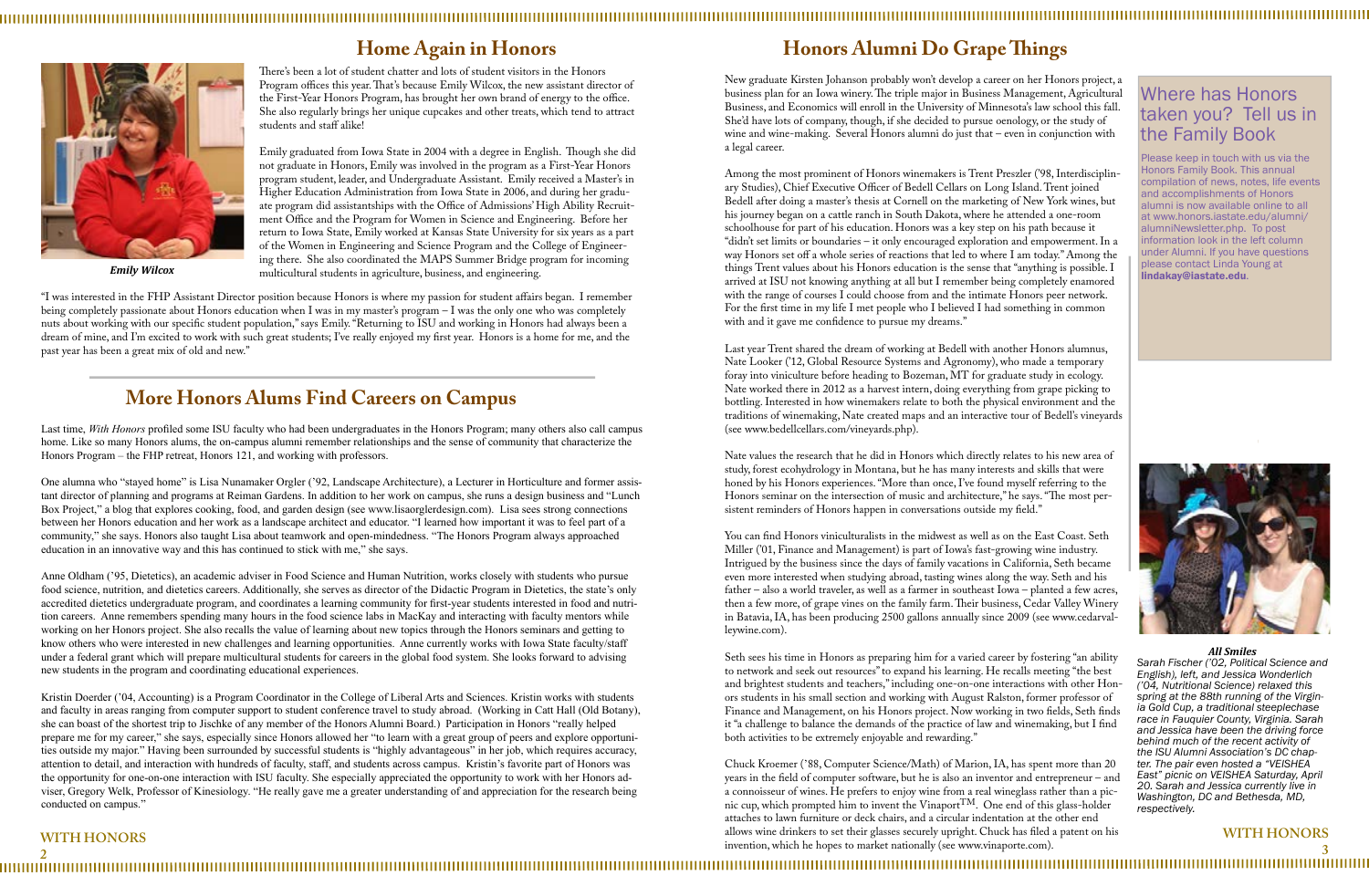# Home Again in Honors

There's been a lot of student chatter and lots of student visitors in the Honors Program offices this year. That's because Emily Wilcox, the new assistant director of the First-Year Honors Program, has brought her own brand of energy to the office. She also regularly brings her unique cupcakes and other treats, which tend to attract students and staff alike!

Emily graduated from Iowa State in 2004 with a degree in English. Though she did not graduate in Honors, Emily was involved in the program as a First-Year Honors program student, leader, and Undergraduate Assistant. Emily received a Master's in Higher Education Administration from Iowa State in 2006, and during her graduate program did assistantships with the Office of Admissions' High Ability Recruitment Office and the Program for Women in Science and Engineering. Before her return to Iowa State, Emily worked at Kansas State University for six years as a part of the Women in Engineering and Science Program and the College of Engineering there. She also coordinated the MAPS Summer Bridge program for incoming multicultural students in agriculture, business, and engineering.

*Emily Wilcox*

"I was interested in the FHP Assistant Director position because Honors is where my passion for student affairs began. I remember being completely passionate about Honors education when I was in my master's program – I was the only one who was completely nuts about working with our specific student population," says Emily. "Returning to ISU and working in Honors had always been a dream of mine, and I'm excited to work with such great students; I've really enjoyed my first year. Honors is a home for me, and the past year has been a great mix of old and new."

# More Honors Alums Find Careers on Campus

Last time, *With Honors* profiled some ISU faculty who had been undergraduates in the Honors Program; many others also call campus home. Like so many Honors alums, the on-campus alumni remember relationships and the sense of community that characterize the Honors Program – the FHP retreat, Honors 121, and working with professors.

One alumna who "stayed home" is Lisa Nunamaker Orgler ('92, Landscape Architecture), a Lecturer in Horticulture and former assistant director of planning and programs at Reiman Gardens. In addition to her work on campus, she runs a design business and "Lunch Box Project," a blog that explores cooking, food, and garden design (see www.lisaorglerdesign.com). Lisa sees strong connections between her Honors education and her work as a landscape architect and educator. "I learned how important it was to feel part of a community," she says. Honors also taught Lisa about teamwork and open-mindedness. "The Honors Program always approached education in an innovative way and this has continued to stick with me," she says.

Anne Oldham ('95, Dietetics), an academic adviser in Food Science and Human Nutrition, works closely with students who pursue food science, nutrition, and dietetics careers. Additionally, she serves as director of the Didactic Program in Dietetics, the state's only accredited dietetics undergraduate program, and coordinates a learning community for first-year students interested in food and nutrition careers. Anne remembers spending many hours in the food science labs in MacKay and interacting with faculty mentors while working on her Honors project. She also recalls the value of learning about new topics through the Honors seminars and getting to know others who were interested in new challenges and learning opportunities. Anne currently works with Iowa State faculty/staff under a federal grant which will prepare multicultural students for careers in the global food system. She looks forward to advising new students in the program and coordinating educational experiences.

Kristin Doerder ('04, Accounting) is a Program Coordinator in the College of Liberal Arts and Sciences. Kristin works with students and faculty in areas ranging from computer support to student conference travel to study abroad. (Working in Catt Hall (Old Botany), she can boast of the shortest trip to Jischke of any member of the Honors Alumni Board.) Participation in Honors "really helped prepare me for my career," she says, especially since Honors allowed her "to learn with a great group of peers and explore opportunities outside my major." Having been surrounded by successful students is "highly advantageous" in her job, which requires accuracy, attention to detail, and interaction with hundreds of faculty, staff, and students across campus. Kristin's favorite part of Honors was the opportunity for one-on-one interaction with ISU faculty. She especially appreciated the opportunity to work with her Honors adviser, Gregory Welk, Professor of Kinesiology. "He really gave me a greater understanding of and appreciation for the research being conducted on campus."

# Honors Alumni Do Grape Things

New graduate Kirsten Johanson probably won't develop a career on her Honors project, a business plan for an Iowa winery. The triple major in Business Management, Agricultural Business, and Economics will enroll in the University of Minnesota's law school this fall. She'd have lots of company, though, if she decided to pursue oenology, or the study of wine and wine-making. Several Honors alumni do just that – even in conjunction with a legal career.

Among the most prominent of Honors winemakers is Trent Preszler ('98, Interdisciplinary Studies), Chief Executive Officer of Bedell Cellars on Long Island. Trent joined Bedell after doing a master's thesis at Cornell on the marketing of New York wines, but his journey began on a cattle ranch in South Dakota, where he attended a one-room schoolhouse for part of his education. Honors was a key step on his path because it "didn't set limits or boundaries – it only encouraged exploration and empowerment. In a way Honors set off a whole series of reactions that led to where I am today." Among the things Trent values about his Honors education is the sense that "anything is possible. I arrived at ISU not knowing anything at all but I remember being completely enamored with the range of courses I could choose from and the intimate Honors peer network. For the first time in my life I met people who I believed I had something in common with and it gave me confidence to pursue my dreams."

Last year Trent shared the dream of working at Bedell with another Honors alumnus, Nate Looker ('12, Global Resource Systems and Agronomy), who made a temporary foray into viniculture before heading to Bozeman, MT for graduate study in ecology. Nate worked there in 2012 as a harvest intern, doing everything from grape picking to bottling. Interested in how winemakers relate to both the physical environment and the traditions of winemaking, Nate created maps and an interactive tour of Bedell's vineyards (see www.bedellcellars.com/vineyards.php).

Nate values the research that he did in Honors which directly relates to his new area of study, forest ecohydrology in Montana, but he has many interests and skills that were honed by his Honors experiences. "More than once, I've found myself referring to the Honors seminar on the intersection of music and architecture," he says. "The most persistent reminders of Honors happen in conversations outside my field."

You can find Honors viniculturalists in the midwest as well as on the East Coast. Seth Miller ('01, Finance and Management) is part of Iowa's fast-growing wine industry. Intrigued by the business since the days of family vacations in California, Seth became even more interested when studying abroad, tasting wines along the way. Seth and his father – also a world traveler, as well as a farmer in southeast Iowa – planted a few acres, then a few more, of grape vines on the family farm. Their business, Cedar Valley Winery in Batavia, IA, has been producing 2500 gallons annually since 2009 (see www.cedarvalleywine.com).

Seth sees his time in Honors as preparing him for a varied career by fostering "an ability to network and seek out resources" to expand his learning. He recalls meeting "the best and brightest students and teachers," including one-on-one interactions with other Honors students in his small section and working with August Ralston, former professor of Finance and Management, on his Honors project. Now working in two fields, Seth finds it "a challenge to balance the demands of the practice of law and winemaking, but I find both activities to be extremely enjoyable and rewarding."

Chuck Kroemer ('88, Computer Science/Math) of Marion, IA, has spent more than 20 years in the field of computer software, but he is also an inventor and entrepreneur – and a connoisseur of wines. He prefers to enjoy wine from a real wineglass rather than a picnic cup, which prompted him to invent the Vinaport™. One end of this glass-holder attaches to lawn furniture or deck chairs, and a circular indentation at the other end allows wine drinkers to set their glasses securely upright. Chuck has filed a patent on his invention, which he hopes to market nationally (see www.vinaporte.com).

## Where has Honors taken you? Tell us in the Family Book

Please keep in touch with us via the Honors Family Book. This annual compilation of news, notes, life events and accomplishments of Honors alumni is now available online to all at www.honors.iastate.edu/alumni/alumniNewsletter.php. To post information look in the left column under Alumni. If you have questions please contact Linda Young at **lindakay@iastate.edu**.

***All Smiles***

*Sarah Fischer ('02, Political Science and English), left, and Jessica Wonderlich ('04, Nutritional Science) relaxed this spring at the 88th running of the Virginia Gold Cup, a traditional steeplechase race in Fauquier County, Virginia. Sarah and Jessica have been the driving force behind much of the recent activity of the ISU Alumni Association's DC chapter. The pair even hosted a "VEISHEA East" picnic on VEISHEA Saturday, April 20. Sarah and Jessica currently live in Washington, DC and Bethesda, MD, respectively.*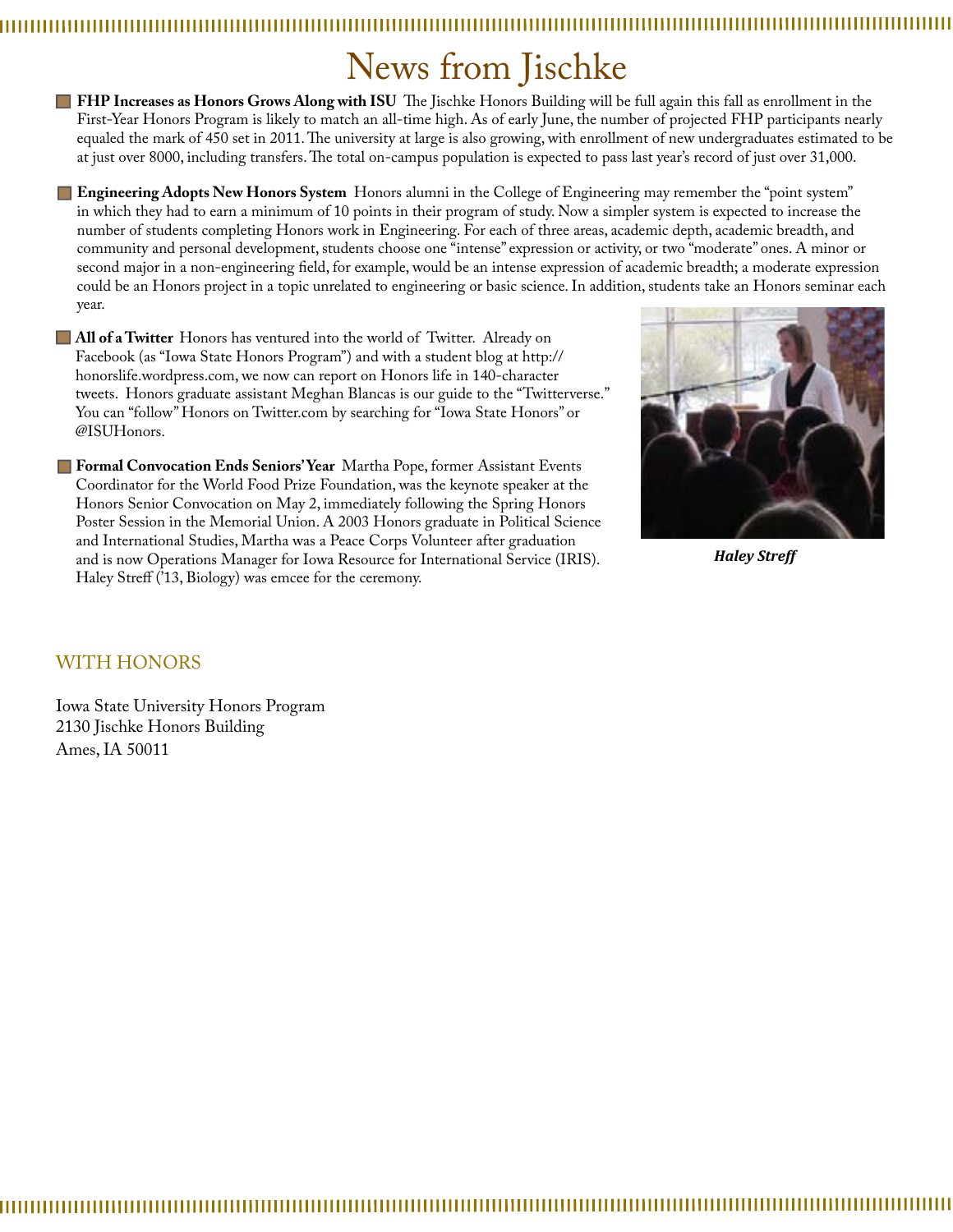# News from Jischke

**FHP Increases as Honors Grows Along with ISU** The Jischke Honors Building will be full again this fall as enrollment in the First-Year Honors Program is likely to match an all-time high. As of early June, the number of projected FHP participants nearly equaled the mark of 450 set in 2011. The university at large is also growing, with enrollment of new undergraduates estimated to be at just over 8000, including transfers. The total on-campus population is expected to pass last year's record of just over 31,000.

**Engineering Adopts New Honors System** Honors alumni in the College of Engineering may remember the "point system" in which they had to earn a minimum of 10 points in their program of study. Now a simpler system is expected to increase the number of students completing Honors work in Engineering. For each of three areas, academic depth, academic breadth, and community and personal development, students choose one "intense" expression or activity, or two "moderate" ones. A minor or second major in a non-engineering field, for example, would be an intense expression of academic breadth; a moderate expression could be an Honors project in a topic unrelated to engineering or basic science. In addition, students take an Honors seminar each year.

**All of a Twitter** Honors has ventured into the world of Twitter. Already on Facebook (as "Iowa State Honors Program") and with a student blog at http://honorslife.wordpress.com, we now can report on Honors life in 140-character tweets. Honors graduate assistant Meghan Blancas is our guide to the "Twitterverse." You can "follow" Honors on Twitter.com by searching for "Iowa State Honors" or @ISUHonors.

**Formal Convocation Ends Seniors' Year** Martha Pope, former Assistant Events Coordinator for the World Food Prize Foundation, was the keynote speaker at the Honors Senior Convocation on May 2, immediately following the Spring Honors Poster Session in the Memorial Union. A 2003 Honors graduate in Political Science and International Studies, Martha was a Peace Corps Volunteer after graduation and is now Operations Manager for Iowa Resource for International Service (IRIS). Haley Streff ('13, Biology) was emcee for the ceremony.

***Haley Streff***

WITH HONORS

Iowa State University Honors Program
2130 Jischke Honors Building
Ames, IA 50011